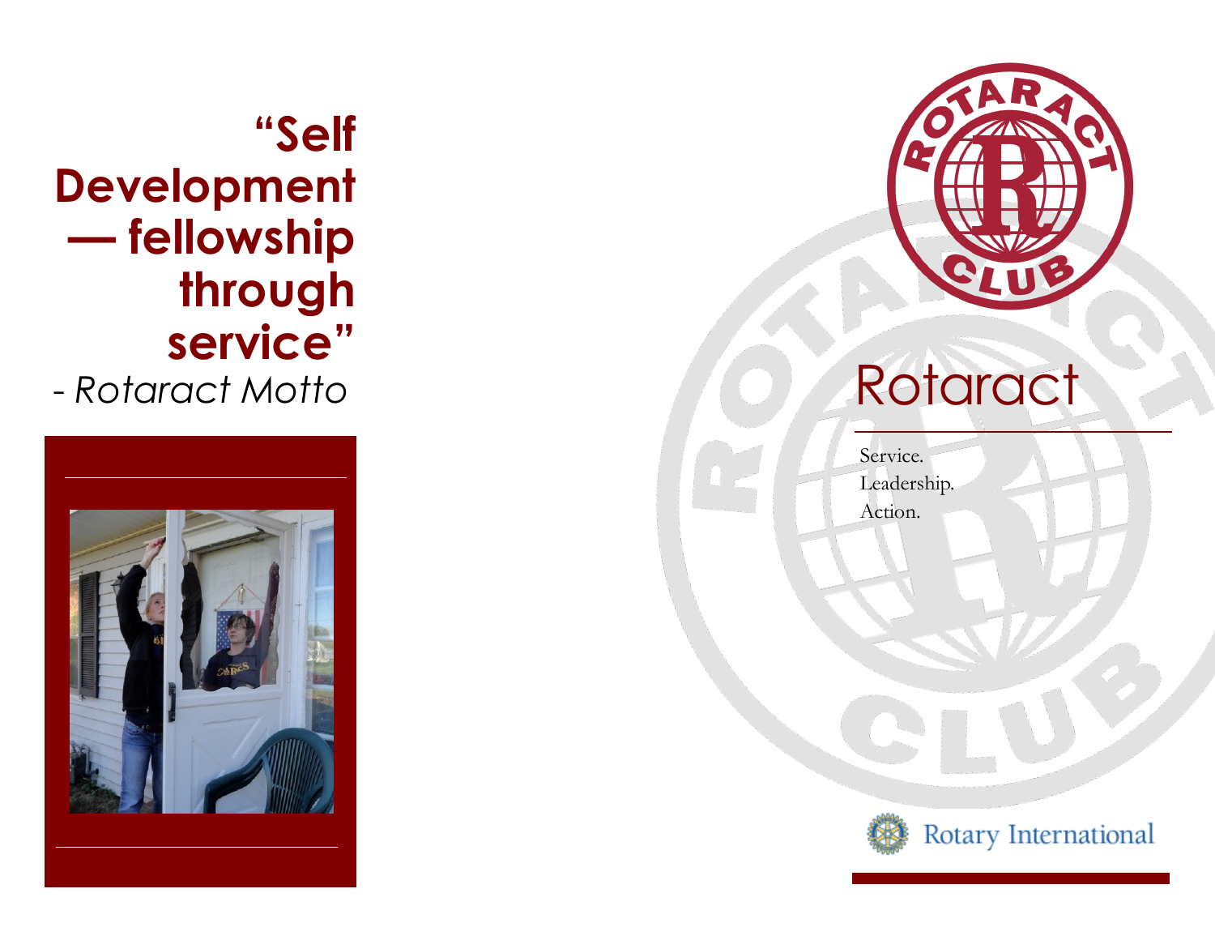**"Self Development — fellowship through service"**

*- Rotaract Motto*

# Rotaract

Service.
Leadership.
Action.

Rotary International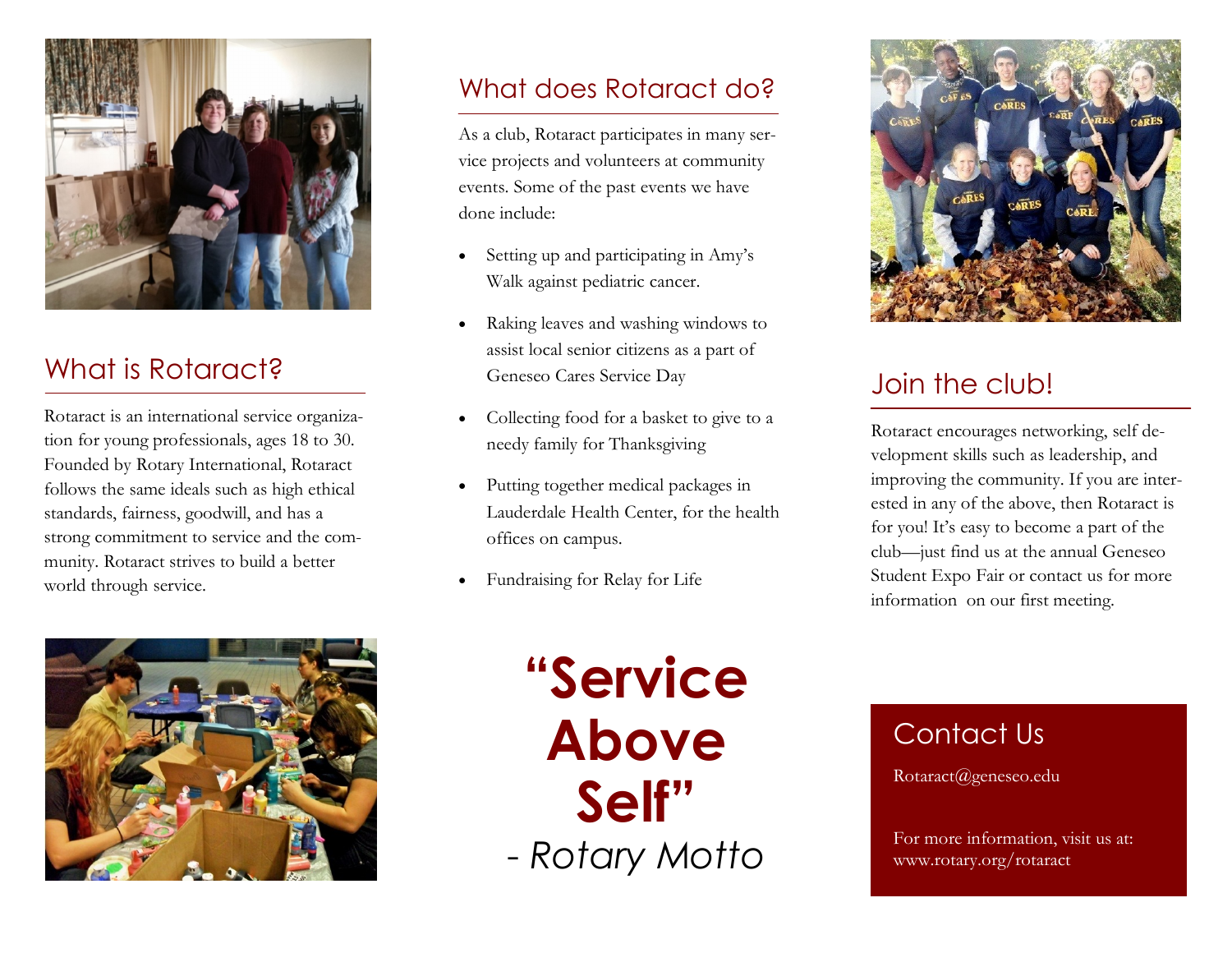## What is Rotaract?

Rotaract is an international service organization for young professionals, ages 18 to 30. Founded by Rotary International, Rotaract follows the same ideals such as high ethical standards, fairness, goodwill, and has a strong commitment to service and the community. Rotaract strives to build a better world through service.

## What does Rotaract do?

As a club, Rotaract participates in many service projects and volunteers at community events. Some of the past events we have done include:

- Setting up and participating in Amy's Walk against pediatric cancer.
- Raking leaves and washing windows to assist local senior citizens as a part of Geneseo Cares Service Day
- Collecting food for a basket to give to a needy family for Thanksgiving
- Putting together medical packages in Lauderdale Health Center, for the health offices on campus.
- Fundraising for Relay for Life

**"Service Above Self"**

*- Rotary Motto*

## Join the club!

Rotaract encourages networking, self development skills such as leadership, and improving the community. If you are interested in any of the above, then Rotaract is for you! It's easy to become a part of the club—just find us at the annual Geneseo Student Expo Fair or contact us for more information on our first meeting.

## Contact Us

Rotaract@geneseo.edu

For more information, visit us at:
www.rotary.org/rotaract